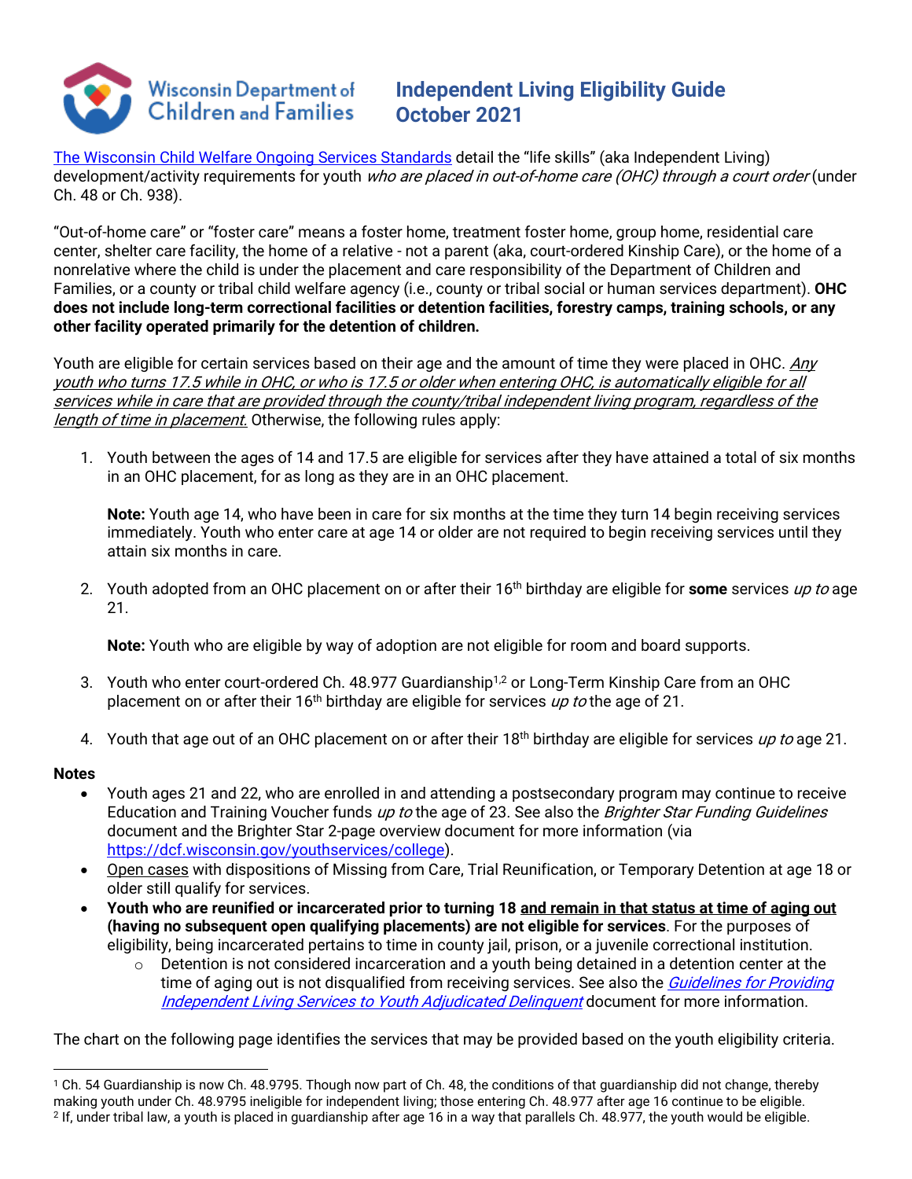# Wisconsin Department of Children and Families

## Independent Living Eligibility Guide October 2021

[The Wisconsin Child Welfare Ongoing Services Standards](https://dcf.wisconsin.gov) detail the "life skills" (aka Independent Living) development/activity requirements for youth *who are placed in out-of-home care (OHC) through a court order* (under Ch. 48 or Ch. 938).

"Out-of-home care" or "foster care" means a foster home, treatment foster home, group home, residential care center, shelter care facility, the home of a relative - not a parent (aka, court-ordered Kinship Care), or the home of a nonrelative where the child is under the placement and care responsibility of the Department of Children and Families, or a county or tribal child welfare agency (i.e., county or tribal social or human services department). **OHC does not include long-term correctional facilities or detention facilities, forestry camps, training schools, or any other facility operated primarily for the detention of children.**

Youth are eligible for certain services based on their age and the amount of time they were placed in OHC. *Any youth who turns 17.5 while in OHC, or who is 17.5 or older when entering OHC, is automatically eligible for all services while in care that are provided through the county/tribal independent living program, regardless of the length of time in placement.* Otherwise, the following rules apply:

1. Youth between the ages of 14 and 17.5 are eligible for services after they have attained a total of six months in an OHC placement, for as long as they are in an OHC placement.

   **Note:** Youth age 14, who have been in care for six months at the time they turn 14 begin receiving services immediately. Youth who enter care at age 14 or older are not required to begin receiving services until they attain six months in care.

2. Youth adopted from an OHC placement on or after their 16th birthday are eligible for **some** services *up to* age 21.

   **Note:** Youth who are eligible by way of adoption are not eligible for room and board supports.

3. Youth who enter court-ordered Ch. 48.977 Guardianship[1,2] or Long-Term Kinship Care from an OHC placement on or after their 16th birthday are eligible for services *up to* the age of 21.

4. Youth that age out of an OHC placement on or after their 18th birthday are eligible for services *up to* age 21.

### Notes

- Youth ages 21 and 22, who are enrolled in and attending a postsecondary program may continue to receive Education and Training Voucher funds *up to* the age of 23. See also the *Brighter Star Funding Guidelines* document and the Brighter Star 2-page overview document for more information (via https://dcf.wisconsin.gov/youthservices/college).
- Open cases with dispositions of Missing from Care, Trial Reunification, or Temporary Detention at age 18 or older still qualify for services.
- **Youth who are reunified or incarcerated prior to turning 18 and remain in that status at time of aging out (having no subsequent open qualifying placements) are not eligible for services**. For the purposes of eligibility, being incarcerated pertains to time in county jail, prison, or a juvenile correctional institution.
  - Detention is not considered incarceration and a youth being detained in a detention center at the time of aging out is not disqualified from receiving services. See also the *Guidelines for Providing Independent Living Services to Youth Adjudicated Delinquent* document for more information.

The chart on the following page identifies the services that may be provided based on the youth eligibility criteria.

---

[1] Ch. 54 Guardianship is now Ch. 48.9795. Though now part of Ch. 48, the conditions of that guardianship did not change, thereby making youth under Ch. 48.9795 ineligible for independent living; those entering Ch. 48.977 after age 16 continue to be eligible.

[2] If, under tribal law, a youth is placed in guardianship after age 16 in a way that parallels Ch. 48.977, the youth would be eligible.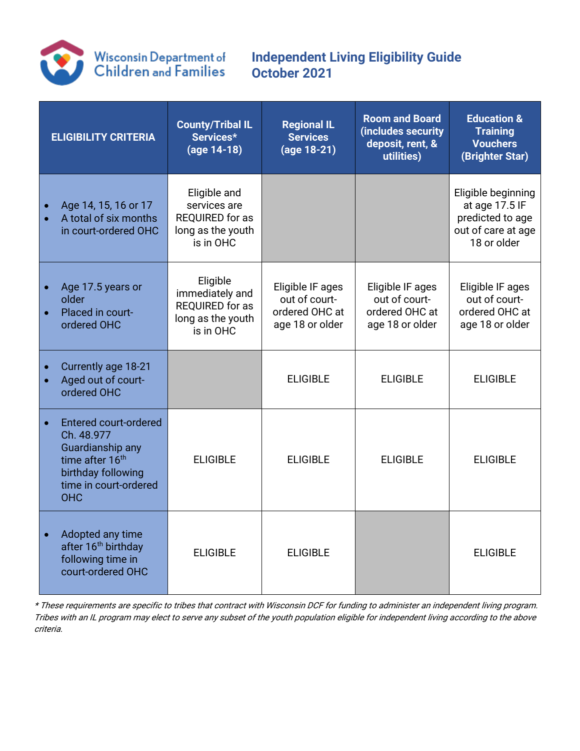Wisconsin Department of Children and Families

# Independent Living Eligibility Guide October 2021

| ELIGIBILITY CRITERIA | County/Tribal IL Services* (age 14-18) | Regional IL Services (age 18-21) | Room and Board (includes security deposit, rent, & utilities) | Education & Training Vouchers (Brighter Star) |
|---|---|---|---|---|
| • Age 14, 15, 16 or 17<br>• A total of six months in court-ordered OHC | Eligible and services are REQUIRED for as long as the youth is in OHC | | | Eligible beginning at age 17.5 IF predicted to age out of care at age 18 or older |
| • Age 17.5 years or older<br>• Placed in court-ordered OHC | Eligible immediately and REQUIRED for as long as the youth is in OHC | Eligible IF ages out of court-ordered OHC at age 18 or older | Eligible IF ages out of court-ordered OHC at age 18 or older | Eligible IF ages out of court-ordered OHC at age 18 or older |
| • Currently age 18-21<br>• Aged out of court-ordered OHC | | ELIGIBLE | ELIGIBLE | ELIGIBLE |
| • Entered court-ordered Ch. 48.977 Guardianship any time after 16th birthday following time in court-ordered OHC | ELIGIBLE | ELIGIBLE | ELIGIBLE | ELIGIBLE |
| • Adopted any time after 16th birthday following time in court-ordered OHC | ELIGIBLE | ELIGIBLE | | ELIGIBLE |

*\* These requirements are specific to tribes that contract with Wisconsin DCF for funding to administer an independent living program. Tribes with an IL program may elect to serve any subset of the youth population eligible for independent living according to the above criteria.*